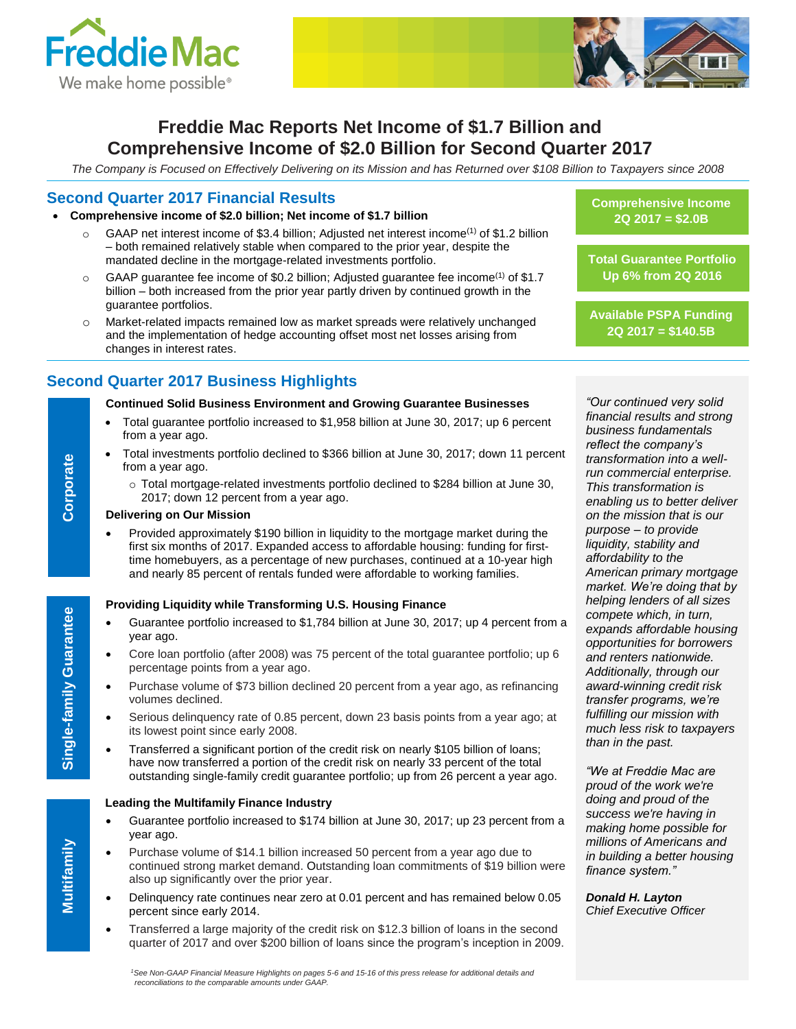# Freddie Mac Reports Net Income of $1.7 Billion and Comprehensive Income of $2.0 Billion for Second Quarter 2017

*The Company is Focused on Effectively Delivering on its Mission and has Returned over $108 Billion to Taxpayers since 2008*

## Second Quarter 2017 Financial Results

- **Comprehensive income of $2.0 billion; Net income of $1.7 billion**
  - GAAP net interest income of $3.4 billion; Adjusted net interest income[1] of $1.2 billion – both remained relatively stable when compared to the prior year, despite the mandated decline in the mortgage-related investments portfolio.
  - GAAP guarantee fee income of $0.2 billion; Adjusted guarantee fee income[1] of $1.7 billion – both increased from the prior year partly driven by continued growth in the guarantee portfolios.
  - Market-related impacts remained low as market spreads were relatively unchanged and the implementation of hedge accounting offset most net losses arising from changes in interest rates.

**Comprehensive Income 2Q 2017 = $2.0B**

**Total Guarantee Portfolio Up 6% from 2Q 2016**

**Available PSPA Funding 2Q 2017 = $140.5B**

## Second Quarter 2017 Business Highlights

### Corporate

**Continued Solid Business Environment and Growing Guarantee Businesses**

- Total guarantee portfolio increased to $1,958 billion at June 30, 2017; up 6 percent from a year ago.
- Total investments portfolio declined to $366 billion at June 30, 2017; down 11 percent from a year ago.
  - Total mortgage-related investments portfolio declined to $284 billion at June 30, 2017; down 12 percent from a year ago.

**Delivering on Our Mission**

- Provided approximately $190 billion in liquidity to the mortgage market during the first six months of 2017. Expanded access to affordable housing: funding for first-time homebuyers, as a percentage of new purchases, continued at a 10-year high and nearly 85 percent of rentals funded were affordable to working families.

### Single-family Guarantee

**Providing Liquidity while Transforming U.S. Housing Finance**

- Guarantee portfolio increased to $1,784 billion at June 30, 2017; up 4 percent from a year ago.
- Core loan portfolio (after 2008) was 75 percent of the total guarantee portfolio; up 6 percentage points from a year ago.
- Purchase volume of $73 billion declined 20 percent from a year ago, as refinancing volumes declined.
- Serious delinquency rate of 0.85 percent, down 23 basis points from a year ago; at its lowest point since early 2008.
- Transferred a significant portion of the credit risk on nearly $105 billion of loans; have now transferred a portion of the credit risk on nearly 33 percent of the total outstanding single-family credit guarantee portfolio; up from 26 percent a year ago.

### Multifamily

**Leading the Multifamily Finance Industry**

- Guarantee portfolio increased to $174 billion at June 30, 2017; up 23 percent from a year ago.
- Purchase volume of $14.1 billion increased 50 percent from a year ago due to continued strong market demand. Outstanding loan commitments of $19 billion were also up significantly over the prior year.
- Delinquency rate continues near zero at 0.01 percent and has remained below 0.05 percent since early 2014.
- Transferred a large majority of the credit risk on $12.3 billion of loans in the second quarter of 2017 and over $200 billion of loans since the program's inception in 2009.

*"Our continued very solid financial results and strong business fundamentals reflect the company's transformation into a well-run commercial enterprise. This transformation is enabling us to better deliver on the mission that is our purpose – to provide liquidity, stability and affordability to the American primary mortgage market. We're doing that by helping lenders of all sizes compete which, in turn, expands affordable housing opportunities for borrowers and renters nationwide. Additionally, through our award-winning credit risk transfer programs, we're fulfilling our mission with much less risk to taxpayers than in the past.*

*"We at Freddie Mac are proud of the work we're doing and proud of the success we're having in making home possible for millions of Americans and in building a better housing finance system."*

***Donald H. Layton***
*Chief Executive Officer*

*[1]See Non-GAAP Financial Measure Highlights on pages 5-6 and 15-16 of this press release for additional details and reconciliations to the comparable amounts under GAAP.*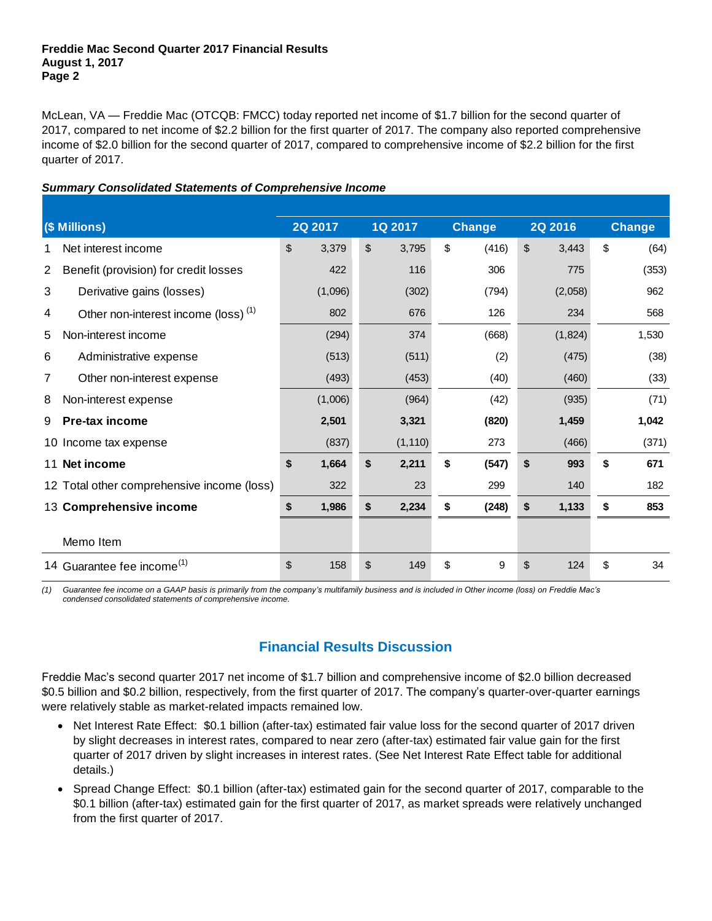McLean, VA — Freddie Mac (OTCQB: FMCC) today reported net income of $1.7 billion for the second quarter of 2017, compared to net income of $2.2 billion for the first quarter of 2017. The company also reported comprehensive income of $2.0 billion for the second quarter of 2017, compared to comprehensive income of $2.2 billion for the first quarter of 2017.

***Summary Consolidated Statements of Comprehensive Income***

| | ($ Millions) | 2Q 2017 | 1Q 2017 | Change | 2Q 2016 | Change |
|---|---|---|---|---|---|---|
| 1 | Net interest income | $ 3,379 | $ 3,795 | $ (416) | $ 3,443 | $ (64) |
| 2 | Benefit (provision) for credit losses | 422 | 116 | 306 | 775 | (353) |
| 3 | Derivative gains (losses) | (1,096) | (302) | (794) | (2,058) | 962 |
| 4 | Other non-interest income (loss) (1) | 802 | 676 | 126 | 234 | 568 |
| 5 | Non-interest income | (294) | 374 | (668) | (1,824) | 1,530 |
| 6 | Administrative expense | (513) | (511) | (2) | (475) | (38) |
| 7 | Other non-interest expense | (493) | (453) | (40) | (460) | (33) |
| 8 | Non-interest expense | (1,006) | (964) | (42) | (935) | (71) |
| 9 | **Pre-tax income** | **2,501** | **3,321** | **(820)** | **1,459** | **1,042** |
| 10 | Income tax expense | (837) | (1,110) | 273 | (466) | (371) |
| 11 | **Net income** | **$ 1,664** | **$ 2,211** | **$ (547)** | **$ 993** | **$ 671** |
| 12 | Total other comprehensive income (loss) | 322 | 23 | 299 | 140 | 182 |
| 13 | **Comprehensive income** | **$ 1,986** | **$ 2,234** | **$ (248)** | **$ 1,133** | **$ 853** |
| | Memo Item | | | | | |
| 14 | Guarantee fee income (1) | $ 158 | $ 149 | $ 9 | $ 124 | $ 34 |

*(1) Guarantee fee income on a GAAP basis is primarily from the company's multifamily business and is included in Other income (loss) on Freddie Mac's condensed consolidated statements of comprehensive income.*

## Financial Results Discussion

Freddie Mac's second quarter 2017 net income of $1.7 billion and comprehensive income of $2.0 billion decreased $0.5 billion and $0.2 billion, respectively, from the first quarter of 2017. The company's quarter-over-quarter earnings were relatively stable as market-related impacts remained low.

- Net Interest Rate Effect: $0.1 billion (after-tax) estimated fair value loss for the second quarter of 2017 driven by slight decreases in interest rates, compared to near zero (after-tax) estimated fair value gain for the first quarter of 2017 driven by slight increases in interest rates. (See Net Interest Rate Effect table for additional details.)
- Spread Change Effect: $0.1 billion (after-tax) estimated gain for the second quarter of 2017, comparable to the $0.1 billion (after-tax) estimated gain for the first quarter of 2017, as market spreads were relatively unchanged from the first quarter of 2017.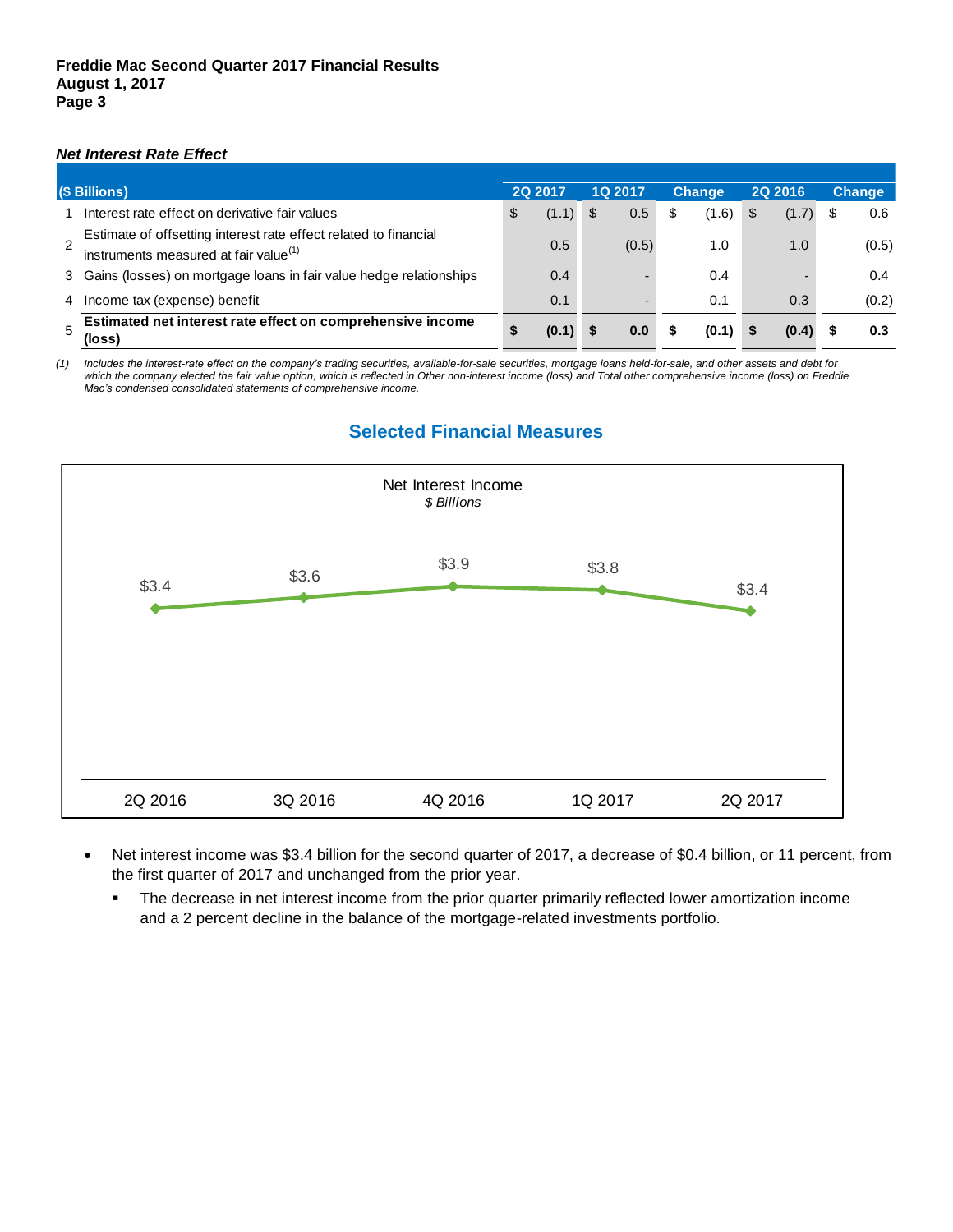***Net Interest Rate Effect***

| | ($ Billions) | 2Q 2017 | 1Q 2017 | Change | 2Q 2016 | Change |
|---|---|---|---|---|---|---|
| 1 | Interest rate effect on derivative fair values | $ (1.1) | $ 0.5 | $ (1.6) | $ (1.7) | $ 0.6 |
| 2 | Estimate of offsetting interest rate effect related to financial instruments measured at fair value[(1)] | 0.5 | (0.5) | 1.0 | 1.0 | (0.5) |
| 3 | Gains (losses) on mortgage loans in fair value hedge relationships | 0.4 | - | 0.4 | - | 0.4 |
| 4 | Income tax (expense) benefit | 0.1 | - | 0.1 | 0.3 | (0.2) |
| 5 | **Estimated net interest rate effect on comprehensive income (loss)** | **$ (0.1)** | **$ 0.0** | **$ (0.1)** | **$ (0.4)** | **$ 0.3** |

*(1) Includes the interest-rate effect on the company's trading securities, available-for-sale securities, mortgage loans held-for-sale, and other assets and debt for which the company elected the fair value option, which is reflected in Other non-interest income (loss) and Total other comprehensive income (loss) on Freddie Mac's condensed consolidated statements of comprehensive income.*

## Selected Financial Measures

Net Interest Income
*$ Billions*

| 2Q 2016 | 3Q 2016 | 4Q 2016 | 1Q 2017 | 2Q 2017 |
|---|---|---|---|---|
| $3.4 | $3.6 | $3.9 | $3.8 | $3.4 |

- Net interest income was $3.4 billion for the second quarter of 2017, a decrease of $0.4 billion, or 11 percent, from the first quarter of 2017 and unchanged from the prior year.
  - The decrease in net interest income from the prior quarter primarily reflected lower amortization income and a 2 percent decline in the balance of the mortgage-related investments portfolio.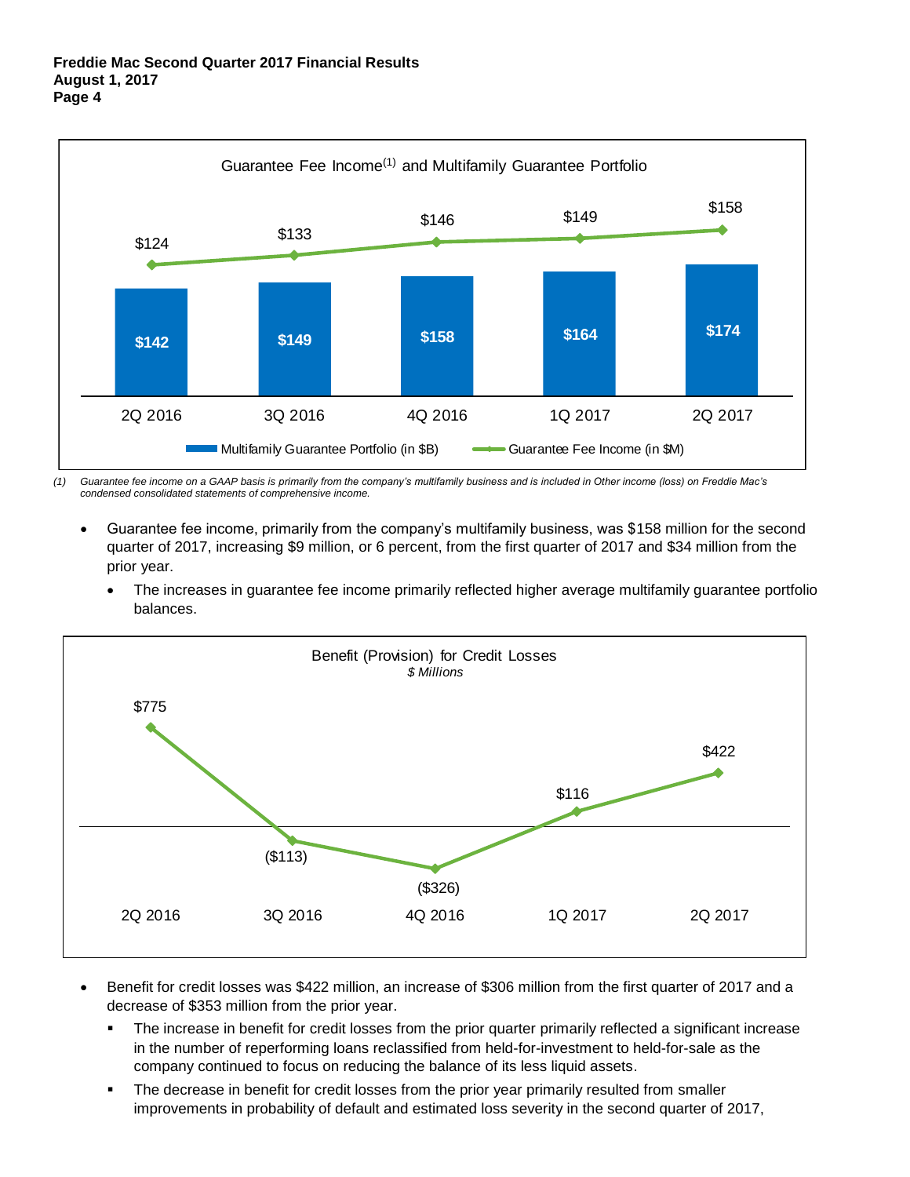**Guarantee Fee Income[(1)] and Multifamily Guarantee Portfolio**

| | 2Q 2016 | 3Q 2016 | 4Q 2016 | 1Q 2017 | 2Q 2017 |
|---|---|---|---|---|---|
| Multifamily Guarantee Portfolio (in $B) | $142 | $149 | $158 | $164 | $174 |
| Guarantee Fee Income (in $M) | $124 | $133 | $146 | $149 | $158 |

*(1) Guarantee fee income on a GAAP basis is primarily from the company's multifamily business and is included in Other income (loss) on Freddie Mac's condensed consolidated statements of comprehensive income.*

- Guarantee fee income, primarily from the company's multifamily business, was $158 million for the second quarter of 2017, increasing $9 million, or 6 percent, from the first quarter of 2017 and $34 million from the prior year.
  - The increases in guarantee fee income primarily reflected higher average multifamily guarantee portfolio balances.

**Benefit (Provision) for Credit Losses**
*$ Millions*

| 2Q 2016 | 3Q 2016 | 4Q 2016 | 1Q 2017 | 2Q 2017 |
|---|---|---|---|---|
| $775 | ($113) | ($326) | $116 | $422 |

- Benefit for credit losses was $422 million, an increase of $306 million from the first quarter of 2017 and a decrease of $353 million from the prior year.
  - The increase in benefit for credit losses from the prior quarter primarily reflected a significant increase in the number of reperforming loans reclassified from held-for-investment to held-for-sale as the company continued to focus on reducing the balance of its less liquid assets.
  - The decrease in benefit for credit losses from the prior year primarily resulted from smaller improvements in probability of default and estimated loss severity in the second quarter of 2017,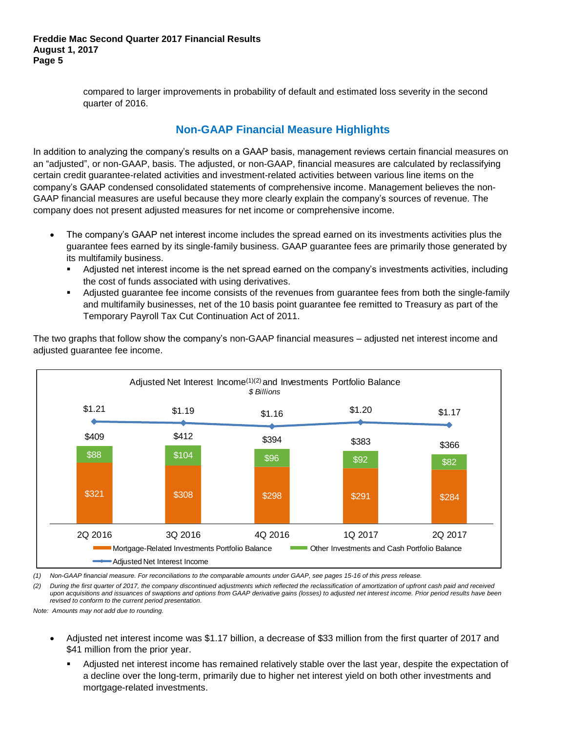compared to larger improvements in probability of default and estimated loss severity in the second quarter of 2016.

## Non-GAAP Financial Measure Highlights

In addition to analyzing the company's results on a GAAP basis, management reviews certain financial measures on an "adjusted", or non-GAAP, basis. The adjusted, or non-GAAP, financial measures are calculated by reclassifying certain credit guarantee-related activities and investment-related activities between various line items on the company's GAAP condensed consolidated statements of comprehensive income. Management believes the non-GAAP financial measures are useful because they more clearly explain the company's sources of revenue. The company does not present adjusted measures for net income or comprehensive income.

- The company's GAAP net interest income includes the spread earned on its investments activities plus the guarantee fees earned by its single-family business. GAAP guarantee fees are primarily those generated by its multifamily business.
  - Adjusted net interest income is the net spread earned on the company's investments activities, including the cost of funds associated with using derivatives.
  - Adjusted guarantee fee income consists of the revenues from guarantee fees from both the single-family and multifamily businesses, net of the 10 basis point guarantee fee remitted to Treasury as part of the Temporary Payroll Tax Cut Continuation Act of 2011.

The two graphs that follow show the company's non-GAAP financial measures – adjusted net interest income and adjusted guarantee fee income.

**Adjusted Net Interest Income[(1)(2)] and Investments Portfolio Balance**
*$ Billions*

| | 2Q 2016 | 3Q 2016 | 4Q 2016 | 1Q 2017 | 2Q 2017 |
|---|---|---|---|---|---|
| Adjusted Net Interest Income | $1.21 | $1.19 | $1.16 | $1.20 | $1.17 |
| Total Investments Portfolio Balance | $409 | $412 | $394 | $383 | $366 |
| Other Investments and Cash Portfolio Balance | $88 | $104 | $96 | $92 | $82 |
| Mortgage-Related Investments Portfolio Balance | $321 | $308 | $298 | $291 | $284 |

*(1) Non-GAAP financial measure. For reconciliations to the comparable amounts under GAAP, see pages 15-16 of this press release.*

*(2) During the first quarter of 2017, the company discontinued adjustments which reflected the reclassification of amortization of upfront cash paid and received upon acquisitions and issuances of swaptions and options from GAAP derivative gains (losses) to adjusted net interest income. Prior period results have been revised to conform to the current period presentation.*

*Note: Amounts may not add due to rounding.*

- Adjusted net interest income was $1.17 billion, a decrease of $33 million from the first quarter of 2017 and $41 million from the prior year.
  - Adjusted net interest income has remained relatively stable over the last year, despite the expectation of a decline over the long-term, primarily due to higher net interest yield on both other investments and mortgage-related investments.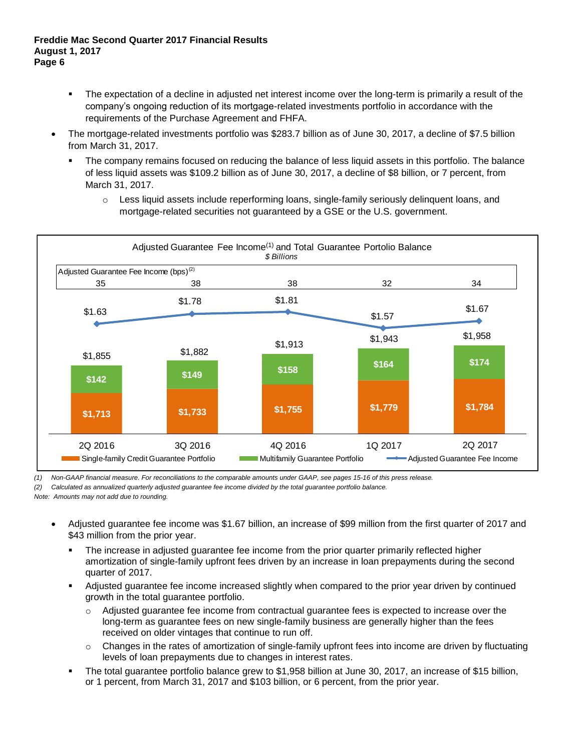- The expectation of a decline in adjusted net interest income over the long-term is primarily a result of the company's ongoing reduction of its mortgage-related investments portfolio in accordance with the requirements of the Purchase Agreement and FHFA.

- The mortgage-related investments portfolio was $283.7 billion as of June 30, 2017, a decline of $7.5 billion from March 31, 2017.
  - The company remains focused on reducing the balance of less liquid assets in this portfolio. The balance of less liquid assets was $109.2 billion as of June 30, 2017, a decline of $8 billion, or 7 percent, from March 31, 2017.
    - Less liquid assets include reperforming loans, single-family seriously delinquent loans, and mortgage-related securities not guaranteed by a GSE or the U.S. government.

**Adjusted Guarantee Fee Income[(1)] and Total Guarantee Portolio Balance**

*$ Billions*

| | 2Q 2016 | 3Q 2016 | 4Q 2016 | 1Q 2017 | 2Q 2017 |
|---|---|---|---|---|---|
| Adjusted Guarantee Fee Income (bps)[(2)] | 35 | 38 | 38 | 32 | 34 |
| Adjusted Guarantee Fee Income | $1.63 | $1.78 | $1.81 | $1.57 | $1.67 |
| Single-family Credit Guarantee Portfolio | $1,713 | $1,733 | $1,755 | $1,779 | $1,784 |
| Multifamily Guarantee Portfolio | $142 | $149 | $158 | $164 | $174 |
| Total | $1,855 | $1,882 | $1,913 | $1,943 | $1,958 |

*(1) Non-GAAP financial measure. For reconciliations to the comparable amounts under GAAP, see pages 15-16 of this press release.*
*(2) Calculated as annualized quarterly adjusted guarantee fee income divided by the total guarantee portfolio balance.*
*Note: Amounts may not add due to rounding.*

- Adjusted guarantee fee income was $1.67 billion, an increase of $99 million from the first quarter of 2017 and $43 million from the prior year.
  - The increase in adjusted guarantee fee income from the prior quarter primarily reflected higher amortization of single-family upfront fees driven by an increase in loan prepayments during the second quarter of 2017.
  - Adjusted guarantee fee income increased slightly when compared to the prior year driven by continued growth in the total guarantee portfolio.
    - Adjusted guarantee fee income from contractual guarantee fees is expected to increase over the long-term as guarantee fees on new single-family business are generally higher than the fees received on older vintages that continue to run off.
    - Changes in the rates of amortization of single-family upfront fees into income are driven by fluctuating levels of loan prepayments due to changes in interest rates.
  - The total guarantee portfolio balance grew to $1,958 billion at June 30, 2017, an increase of $15 billion, or 1 percent, from March 31, 2017 and $103 billion, or 6 percent, from the prior year.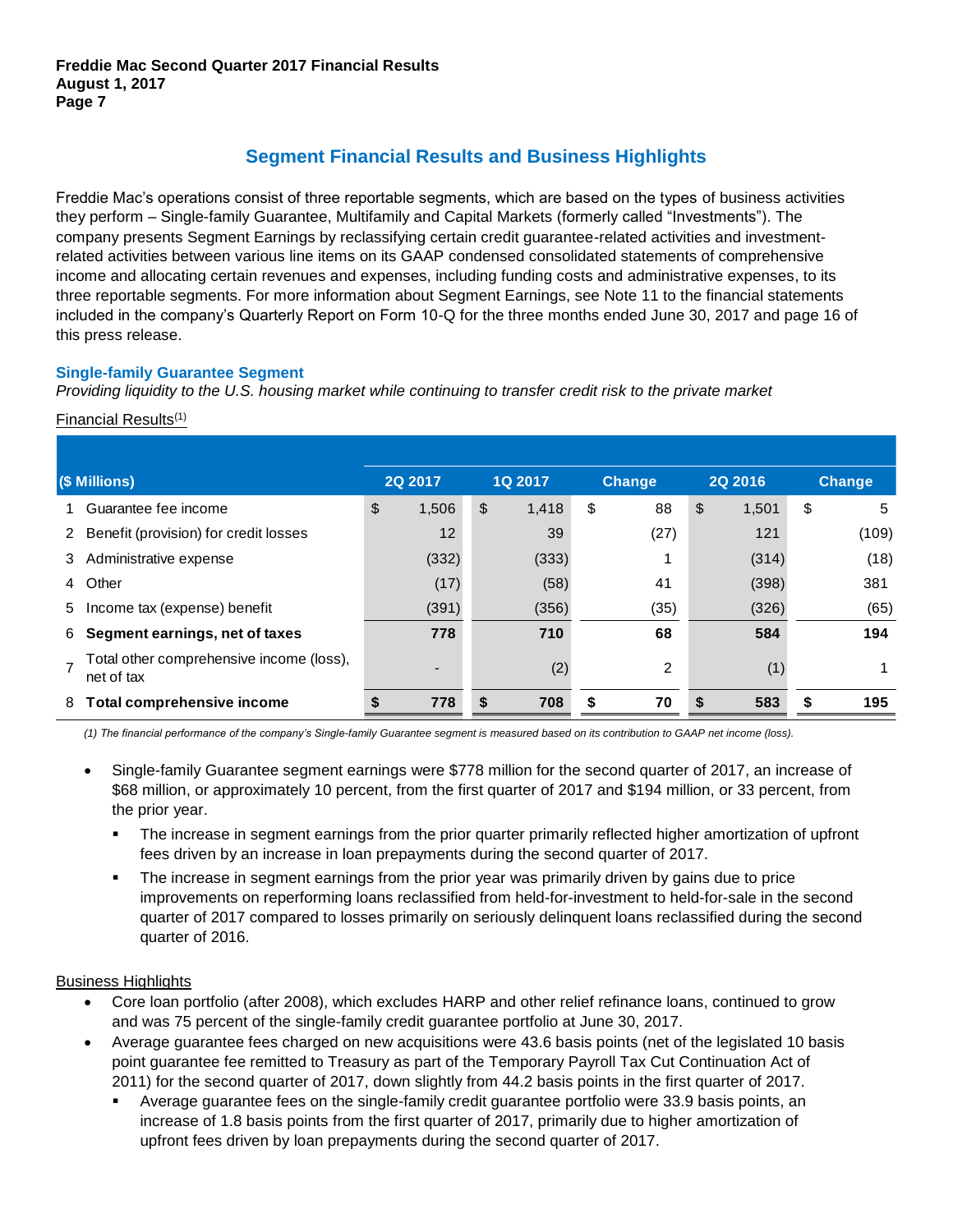## Segment Financial Results and Business Highlights

Freddie Mac's operations consist of three reportable segments, which are based on the types of business activities they perform – Single-family Guarantee, Multifamily and Capital Markets (formerly called "Investments"). The company presents Segment Earnings by reclassifying certain credit guarantee-related activities and investment-related activities between various line items on its GAAP condensed consolidated statements of comprehensive income and allocating certain revenues and expenses, including funding costs and administrative expenses, to its three reportable segments. For more information about Segment Earnings, see Note 11 to the financial statements included in the company's Quarterly Report on Form 10-Q for the three months ended June 30, 2017 and page 16 of this press release.

### Single-family Guarantee Segment

*Providing liquidity to the U.S. housing market while continuing to transfer credit risk to the private market*

Financial Results[(1)]

| | ($ Millions) | 2Q 2017 | 1Q 2017 | Change | 2Q 2016 | Change |
|---|---|---|---|---|---|---|
| 1 | Guarantee fee income | $ 1,506 | $ 1,418 | $ 88 | $ 1,501 | $ 5 |
| 2 | Benefit (provision) for credit losses | 12 | 39 | (27) | 121 | (109) |
| 3 | Administrative expense | (332) | (333) | 1 | (314) | (18) |
| 4 | Other | (17) | (58) | 41 | (398) | 381 |
| 5 | Income tax (expense) benefit | (391) | (356) | (35) | (326) | (65) |
| 6 | **Segment earnings, net of taxes** | **778** | **710** | **68** | **584** | **194** |
| 7 | Total other comprehensive income (loss), net of tax | - | (2) | 2 | (1) | 1 |
| 8 | **Total comprehensive income** | **$ 778** | **$ 708** | **$ 70** | **$ 583** | **$ 195** |

*(1) The financial performance of the company's Single-family Guarantee segment is measured based on its contribution to GAAP net income (loss).*

- Single-family Guarantee segment earnings were $778 million for the second quarter of 2017, an increase of $68 million, or approximately 10 percent, from the first quarter of 2017 and $194 million, or 33 percent, from the prior year.
  - The increase in segment earnings from the prior quarter primarily reflected higher amortization of upfront fees driven by an increase in loan prepayments during the second quarter of 2017.
  - The increase in segment earnings from the prior year was primarily driven by gains due to price improvements on reperforming loans reclassified from held-for-investment to held-for-sale in the second quarter of 2017 compared to losses primarily on seriously delinquent loans reclassified during the second quarter of 2016.

Business Highlights

- Core loan portfolio (after 2008), which excludes HARP and other relief refinance loans, continued to grow and was 75 percent of the single-family credit guarantee portfolio at June 30, 2017.
- Average guarantee fees charged on new acquisitions were 43.6 basis points (net of the legislated 10 basis point guarantee fee remitted to Treasury as part of the Temporary Payroll Tax Cut Continuation Act of 2011) for the second quarter of 2017, down slightly from 44.2 basis points in the first quarter of 2017.
  - Average guarantee fees on the single-family credit guarantee portfolio were 33.9 basis points, an increase of 1.8 basis points from the first quarter of 2017, primarily due to higher amortization of upfront fees driven by loan prepayments during the second quarter of 2017.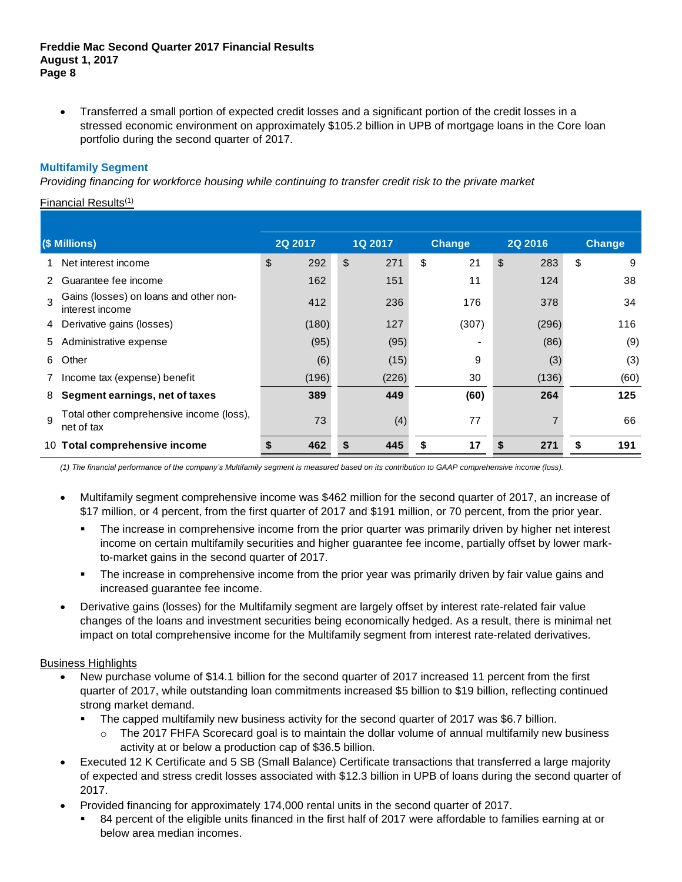- Transferred a small portion of expected credit losses and a significant portion of the credit losses in a stressed economic environment on approximately $105.2 billion in UPB of mortgage loans in the Core loan portfolio during the second quarter of 2017.

### Multifamily Segment

*Providing financing for workforce housing while continuing to transfer credit risk to the private market*

Financial Results[1]

| | ($ Millions) | 2Q 2017 | 1Q 2017 | Change | 2Q 2016 | Change |
|---|---|---|---|---|---|---|
| 1 | Net interest income | $ 292 | $ 271 | $ 21 | $ 283 | $ 9 |
| 2 | Guarantee fee income | 162 | 151 | 11 | 124 | 38 |
| 3 | Gains (losses) on loans and other non-interest income | 412 | 236 | 176 | 378 | 34 |
| 4 | Derivative gains (losses) | (180) | 127 | (307) | (296) | 116 |
| 5 | Administrative expense | (95) | (95) | - | (86) | (9) |
| 6 | Other | (6) | (15) | 9 | (3) | (3) |
| 7 | Income tax (expense) benefit | (196) | (226) | 30 | (136) | (60) |
| 8 | **Segment earnings, net of taxes** | **389** | **449** | **(60)** | **264** | **125** |
| 9 | Total other comprehensive income (loss), net of tax | 73 | (4) | 77 | 7 | 66 |
| 10 | **Total comprehensive income** | **$ 462** | **$ 445** | **$ 17** | **$ 271** | **$ 191** |

*(1) The financial performance of the company's Multifamily segment is measured based on its contribution to GAAP comprehensive income (loss).*

- Multifamily segment comprehensive income was $462 million for the second quarter of 2017, an increase of $17 million, or 4 percent, from the first quarter of 2017 and $191 million, or 70 percent, from the prior year.
  - The increase in comprehensive income from the prior quarter was primarily driven by higher net interest income on certain multifamily securities and higher guarantee fee income, partially offset by lower mark-to-market gains in the second quarter of 2017.
  - The increase in comprehensive income from the prior year was primarily driven by fair value gains and increased guarantee fee income.
- Derivative gains (losses) for the Multifamily segment are largely offset by interest rate-related fair value changes of the loans and investment securities being economically hedged. As a result, there is minimal net impact on total comprehensive income for the Multifamily segment from interest rate-related derivatives.

Business Highlights

- New purchase volume of $14.1 billion for the second quarter of 2017 increased 11 percent from the first quarter of 2017, while outstanding loan commitments increased $5 billion to $19 billion, reflecting continued strong market demand.
  - The capped multifamily new business activity for the second quarter of 2017 was $6.7 billion.
    - The 2017 FHFA Scorecard goal is to maintain the dollar volume of annual multifamily new business activity at or below a production cap of $36.5 billion.
- Executed 12 K Certificate and 5 SB (Small Balance) Certificate transactions that transferred a large majority of expected and stress credit losses associated with $12.3 billion in UPB of loans during the second quarter of 2017.
- Provided financing for approximately 174,000 rental units in the second quarter of 2017.
  - 84 percent of the eligible units financed in the first half of 2017 were affordable to families earning at or below area median incomes.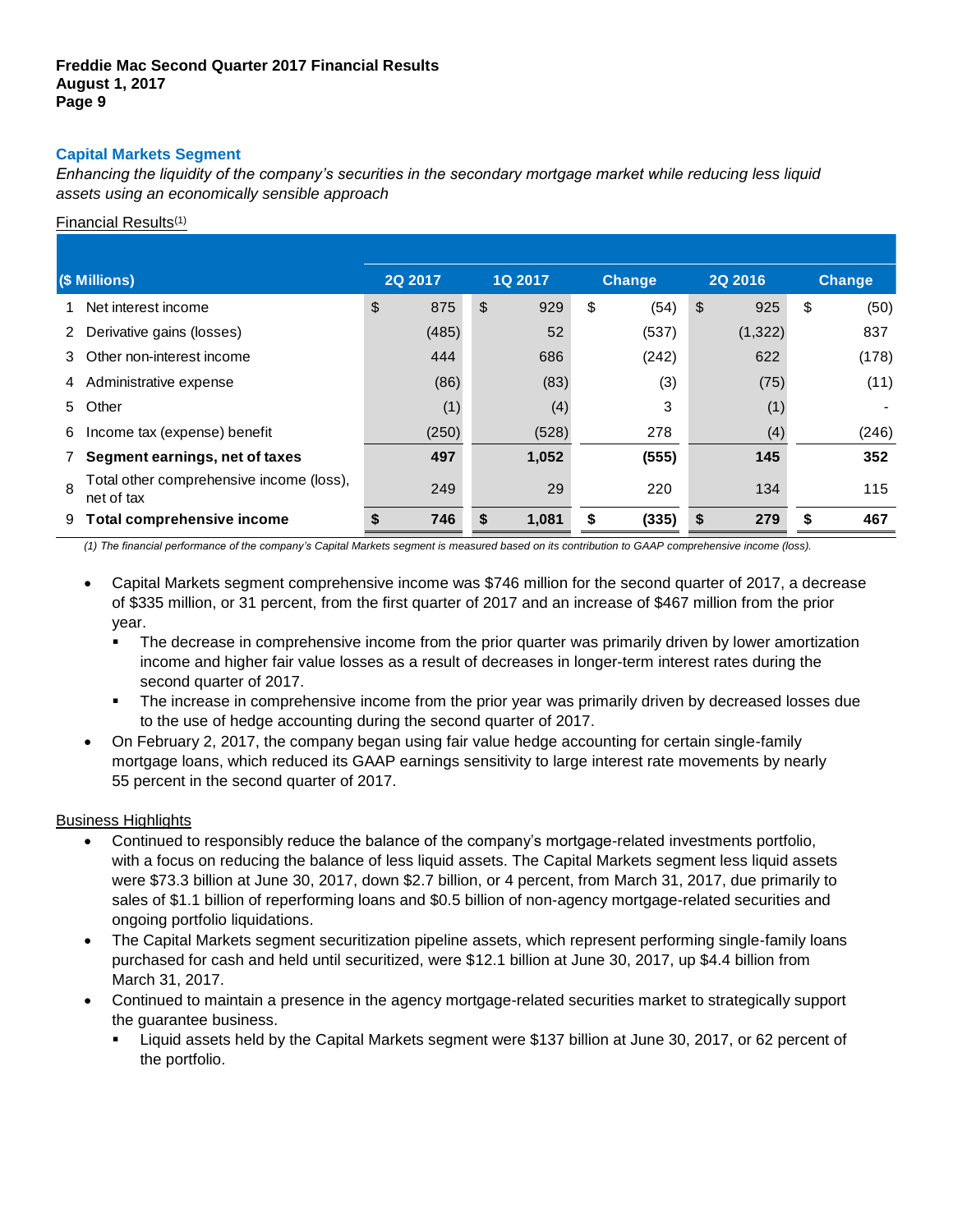## Capital Markets Segment

*Enhancing the liquidity of the company's securities in the secondary mortgage market while reducing less liquid assets using an economically sensible approach*

Financial Results[(1)]

| | ($ Millions) | 2Q 2017 | 1Q 2017 | Change | 2Q 2016 | Change |
|---|---|---|---|---|---|---|
| 1 | Net interest income | $ 875 | $ 929 | $ (54) | $ 925 | $ (50) |
| 2 | Derivative gains (losses) | (485) | 52 | (537) | (1,322) | 837 |
| 3 | Other non-interest income | 444 | 686 | (242) | 622 | (178) |
| 4 | Administrative expense | (86) | (83) | (3) | (75) | (11) |
| 5 | Other | (1) | (4) | 3 | (1) | - |
| 6 | Income tax (expense) benefit | (250) | (528) | 278 | (4) | (246) |
| 7 | **Segment earnings, net of taxes** | **497** | **1,052** | **(555)** | **145** | **352** |
| 8 | Total other comprehensive income (loss), net of tax | 249 | 29 | 220 | 134 | 115 |
| 9 | **Total comprehensive income** | **$ 746** | **$ 1,081** | **$ (335)** | **$ 279** | **$ 467** |

*(1) The financial performance of the company's Capital Markets segment is measured based on its contribution to GAAP comprehensive income (loss).*

- Capital Markets segment comprehensive income was $746 million for the second quarter of 2017, a decrease of $335 million, or 31 percent, from the first quarter of 2017 and an increase of $467 million from the prior year.
  - The decrease in comprehensive income from the prior quarter was primarily driven by lower amortization income and higher fair value losses as a result of decreases in longer-term interest rates during the second quarter of 2017.
  - The increase in comprehensive income from the prior year was primarily driven by decreased losses due to the use of hedge accounting during the second quarter of 2017.
- On February 2, 2017, the company began using fair value hedge accounting for certain single-family mortgage loans, which reduced its GAAP earnings sensitivity to large interest rate movements by nearly 55 percent in the second quarter of 2017.

Business Highlights

- Continued to responsibly reduce the balance of the company's mortgage-related investments portfolio, with a focus on reducing the balance of less liquid assets. The Capital Markets segment less liquid assets were $73.3 billion at June 30, 2017, down $2.7 billion, or 4 percent, from March 31, 2017, due primarily to sales of $1.1 billion of reperforming loans and $0.5 billion of non-agency mortgage-related securities and ongoing portfolio liquidations.
- The Capital Markets segment securitization pipeline assets, which represent performing single-family loans purchased for cash and held until securitized, were $12.1 billion at June 30, 2017, up $4.4 billion from March 31, 2017.
- Continued to maintain a presence in the agency mortgage-related securities market to strategically support the guarantee business.
  - Liquid assets held by the Capital Markets segment were $137 billion at June 30, 2017, or 62 percent of the portfolio.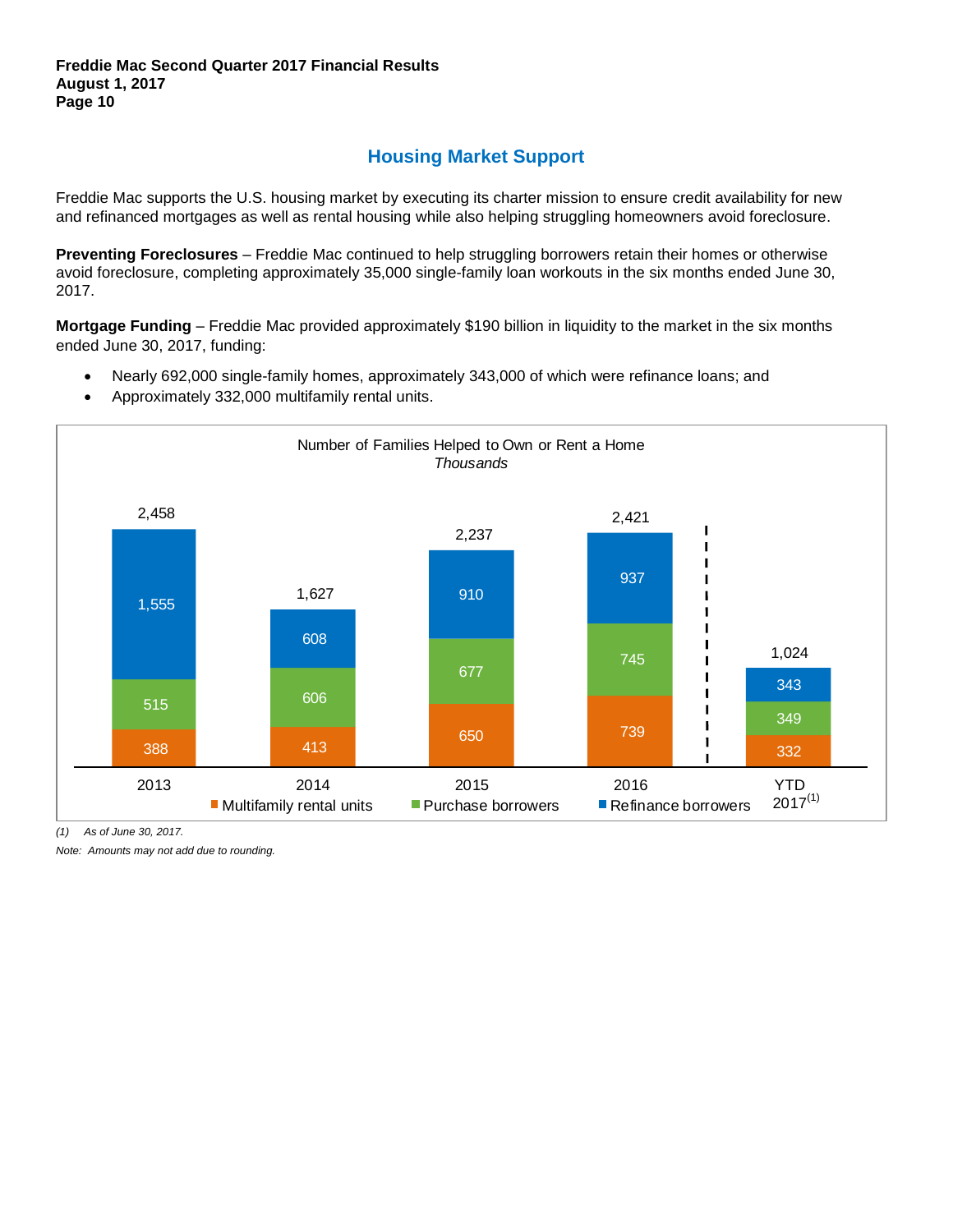## Housing Market Support

Freddie Mac supports the U.S. housing market by executing its charter mission to ensure credit availability for new and refinanced mortgages as well as rental housing while also helping struggling homeowners avoid foreclosure.

**Preventing Foreclosures** – Freddie Mac continued to help struggling borrowers retain their homes or otherwise avoid foreclosure, completing approximately 35,000 single-family loan workouts in the six months ended June 30, 2017.

**Mortgage Funding** – Freddie Mac provided approximately $190 billion in liquidity to the market in the six months ended June 30, 2017, funding:

- Nearly 692,000 single-family homes, approximately 343,000 of which were refinance loans; and
- Approximately 332,000 multifamily rental units.

Number of Families Helped to Own or Rent a Home
*Thousands*

| | 2013 | 2014 | 2015 | 2016 | YTD 2017[1] |
|---|---|---|---|---|---|
| Multifamily rental units | 388 | 413 | 650 | 739 | 332 |
| Purchase borrowers | 515 | 606 | 677 | 745 | 349 |
| Refinance borrowers | 1,555 | 608 | 910 | 937 | 343 |
| Total | 2,458 | 1,627 | 2,237 | 2,421 | 1,024 |

*(1) As of June 30, 2017.*

*Note: Amounts may not add due to rounding.*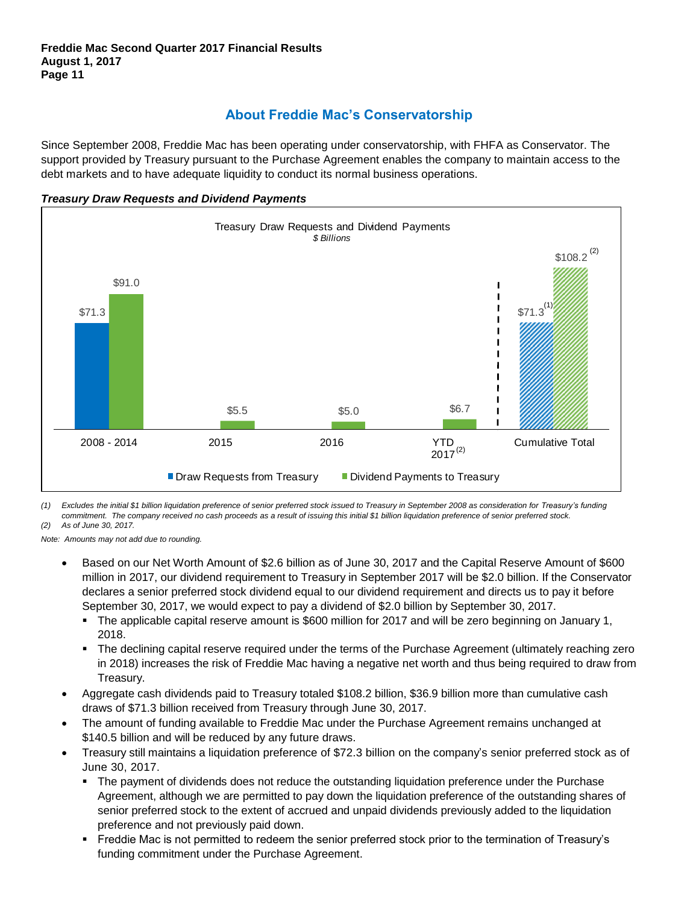## About Freddie Mac's Conservatorship

Since September 2008, Freddie Mac has been operating under conservatorship, with FHFA as Conservator. The support provided by Treasury pursuant to the Purchase Agreement enables the company to maintain access to the debt markets and to have adequate liquidity to conduct its normal business operations.

***Treasury Draw Requests and Dividend Payments***

Treasury Draw Requests and Dividend Payments
*$ Billions*

| | Draw Requests from Treasury | Dividend Payments to Treasury |
|---|---|---|
| 2008 - 2014 | $71.3 | $91.0 |
| 2015 | | $5.5 |
| 2016 | | $5.0 |
| YTD 2017[(2)] | | $6.7 |
| Cumulative Total | $71.3[(1)] | $108.2[(2)] |

*(1) Excludes the initial $1 billion liquidation preference of senior preferred stock issued to Treasury in September 2008 as consideration for Treasury's funding commitment. The company received no cash proceeds as a result of issuing this initial $1 billion liquidation preference of senior preferred stock.*
*(2) As of June 30, 2017.*

*Note: Amounts may not add due to rounding.*

- Based on our Net Worth Amount of $2.6 billion as of June 30, 2017 and the Capital Reserve Amount of $600 million in 2017, our dividend requirement to Treasury in September 2017 will be $2.0 billion. If the Conservator declares a senior preferred stock dividend equal to our dividend requirement and directs us to pay it before September 30, 2017, we would expect to pay a dividend of $2.0 billion by September 30, 2017.
  - The applicable capital reserve amount is $600 million for 2017 and will be zero beginning on January 1, 2018.
  - The declining capital reserve required under the terms of the Purchase Agreement (ultimately reaching zero in 2018) increases the risk of Freddie Mac having a negative net worth and thus being required to draw from Treasury.
- Aggregate cash dividends paid to Treasury totaled $108.2 billion, $36.9 billion more than cumulative cash draws of $71.3 billion received from Treasury through June 30, 2017.
- The amount of funding available to Freddie Mac under the Purchase Agreement remains unchanged at $140.5 billion and will be reduced by any future draws.
- Treasury still maintains a liquidation preference of $72.3 billion on the company's senior preferred stock as of June 30, 2017.
  - The payment of dividends does not reduce the outstanding liquidation preference under the Purchase Agreement, although we are permitted to pay down the liquidation preference of the outstanding shares of senior preferred stock to the extent of accrued and unpaid dividends previously added to the liquidation preference and not previously paid down.
  - Freddie Mac is not permitted to redeem the senior preferred stock prior to the termination of Treasury's funding commitment under the Purchase Agreement.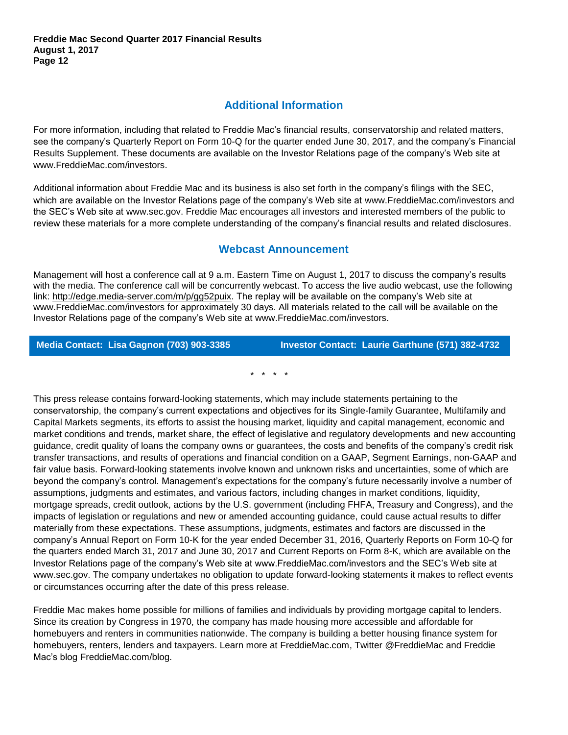## Additional Information

For more information, including that related to Freddie Mac's financial results, conservatorship and related matters, see the company's Quarterly Report on Form 10-Q for the quarter ended June 30, 2017, and the company's Financial Results Supplement. These documents are available on the Investor Relations page of the company's Web site at www.FreddieMac.com/investors.

Additional information about Freddie Mac and its business is also set forth in the company's filings with the SEC, which are available on the Investor Relations page of the company's Web site at www.FreddieMac.com/investors and the SEC's Web site at www.sec.gov. Freddie Mac encourages all investors and interested members of the public to review these materials for a more complete understanding of the company's financial results and related disclosures.

## Webcast Announcement

Management will host a conference call at 9 a.m. Eastern Time on August 1, 2017 to discuss the company's results with the media. The conference call will be concurrently webcast. To access the live audio webcast, use the following link: http://edge.media-server.com/m/p/gg52puix. The replay will be available on the company's Web site at www.FreddieMac.com/investors for approximately 30 days. All materials related to the call will be available on the Investor Relations page of the company's Web site at www.FreddieMac.com/investors.

**Media Contact: Lisa Gagnon (703) 903-3385** | **Investor Contact: Laurie Garthune (571) 382-4732**

\* \* \* \*

This press release contains forward-looking statements, which may include statements pertaining to the conservatorship, the company's current expectations and objectives for its Single-family Guarantee, Multifamily and Capital Markets segments, its efforts to assist the housing market, liquidity and capital management, economic and market conditions and trends, market share, the effect of legislative and regulatory developments and new accounting guidance, credit quality of loans the company owns or guarantees, the costs and benefits of the company's credit risk transfer transactions, and results of operations and financial condition on a GAAP, Segment Earnings, non-GAAP and fair value basis. Forward-looking statements involve known and unknown risks and uncertainties, some of which are beyond the company's control. Management's expectations for the company's future necessarily involve a number of assumptions, judgments and estimates, and various factors, including changes in market conditions, liquidity, mortgage spreads, credit outlook, actions by the U.S. government (including FHFA, Treasury and Congress), and the impacts of legislation or regulations and new or amended accounting guidance, could cause actual results to differ materially from these expectations. These assumptions, judgments, estimates and factors are discussed in the company's Annual Report on Form 10-K for the year ended December 31, 2016, Quarterly Reports on Form 10-Q for the quarters ended March 31, 2017 and June 30, 2017 and Current Reports on Form 8-K, which are available on the Investor Relations page of the company's Web site at www.FreddieMac.com/investors and the SEC's Web site at www.sec.gov. The company undertakes no obligation to update forward-looking statements it makes to reflect events or circumstances occurring after the date of this press release.

Freddie Mac makes home possible for millions of families and individuals by providing mortgage capital to lenders. Since its creation by Congress in 1970, the company has made housing more accessible and affordable for homebuyers and renters in communities nationwide. The company is building a better housing finance system for homebuyers, renters, lenders and taxpayers. Learn more at FreddieMac.com, Twitter @FreddieMac and Freddie Mac's blog FreddieMac.com/blog.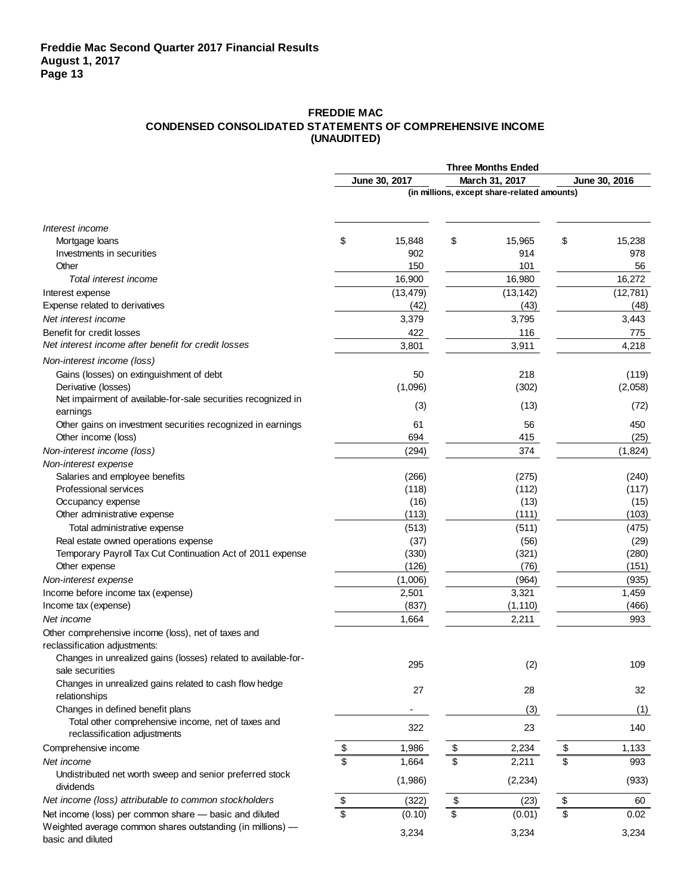**FREDDIE MAC**
**CONDENSED CONSOLIDATED STATEMENTS OF COMPREHENSIVE INCOME**
**(UNAUDITED)**

| | Three Months Ended | | |
|---|---|---|---|
| | June 30, 2017 | March 31, 2017 | June 30, 2016 |
| | (in millions, except share-related amounts) | | |
| *Interest income* | | | |
| Mortgage loans | $ 15,848 | $ 15,965 | $ 15,238 |
| Investments in securities | 902 | 914 | 978 |
| Other | 150 | 101 | 56 |
| *Total interest income* | 16,900 | 16,980 | 16,272 |
| Interest expense | (13,479) | (13,142) | (12,781) |
| Expense related to derivatives | (42) | (43) | (48) |
| *Net interest income* | 3,379 | 3,795 | 3,443 |
| Benefit for credit losses | 422 | 116 | 775 |
| *Net interest income after benefit for credit losses* | 3,801 | 3,911 | 4,218 |
| *Non-interest income (loss)* | | | |
| Gains (losses) on extinguishment of debt | 50 | 218 | (119) |
| Derivative (losses) | (1,096) | (302) | (2,058) |
| Net impairment of available-for-sale securities recognized in earnings | (3) | (13) | (72) |
| Other gains on investment securities recognized in earnings | 61 | 56 | 450 |
| Other income (loss) | 694 | 415 | (25) |
| *Non-interest income (loss)* | (294) | 374 | (1,824) |
| *Non-interest expense* | | | |
| Salaries and employee benefits | (266) | (275) | (240) |
| Professional services | (118) | (112) | (117) |
| Occupancy expense | (16) | (13) | (15) |
| Other administrative expense | (113) | (111) | (103) |
| Total administrative expense | (513) | (511) | (475) |
| Real estate owned operations expense | (37) | (56) | (29) |
| Temporary Payroll Tax Cut Continuation Act of 2011 expense | (330) | (321) | (280) |
| Other expense | (126) | (76) | (151) |
| *Non-interest expense* | (1,006) | (964) | (935) |
| Income before income tax (expense) | 2,501 | 3,321 | 1,459 |
| Income tax (expense) | (837) | (1,110) | (466) |
| *Net income* | 1,664 | 2,211 | 993 |
| Other comprehensive income (loss), net of taxes and reclassification adjustments: | | | |
| Changes in unrealized gains (losses) related to available-for-sale securities | 295 | (2) | 109 |
| Changes in unrealized gains related to cash flow hedge relationships | 27 | 28 | 32 |
| Changes in defined benefit plans | - | (3) | (1) |
| Total other comprehensive income, net of taxes and reclassification adjustments | 322 | 23 | 140 |
| Comprehensive income | $ 1,986 | $ 2,234 | $ 1,133 |
| *Net income* | $ 1,664 | $ 2,211 | $ 993 |
| Undistributed net worth sweep and senior preferred stock dividends | (1,986) | (2,234) | (933) |
| *Net income (loss) attributable to common stockholders* | $ (322) | $ (23) | $ 60 |
| Net income (loss) per common share — basic and diluted | $ (0.10) | $ (0.01) | $ 0.02 |
| Weighted average common shares outstanding (in millions) — basic and diluted | 3,234 | 3,234 | 3,234 |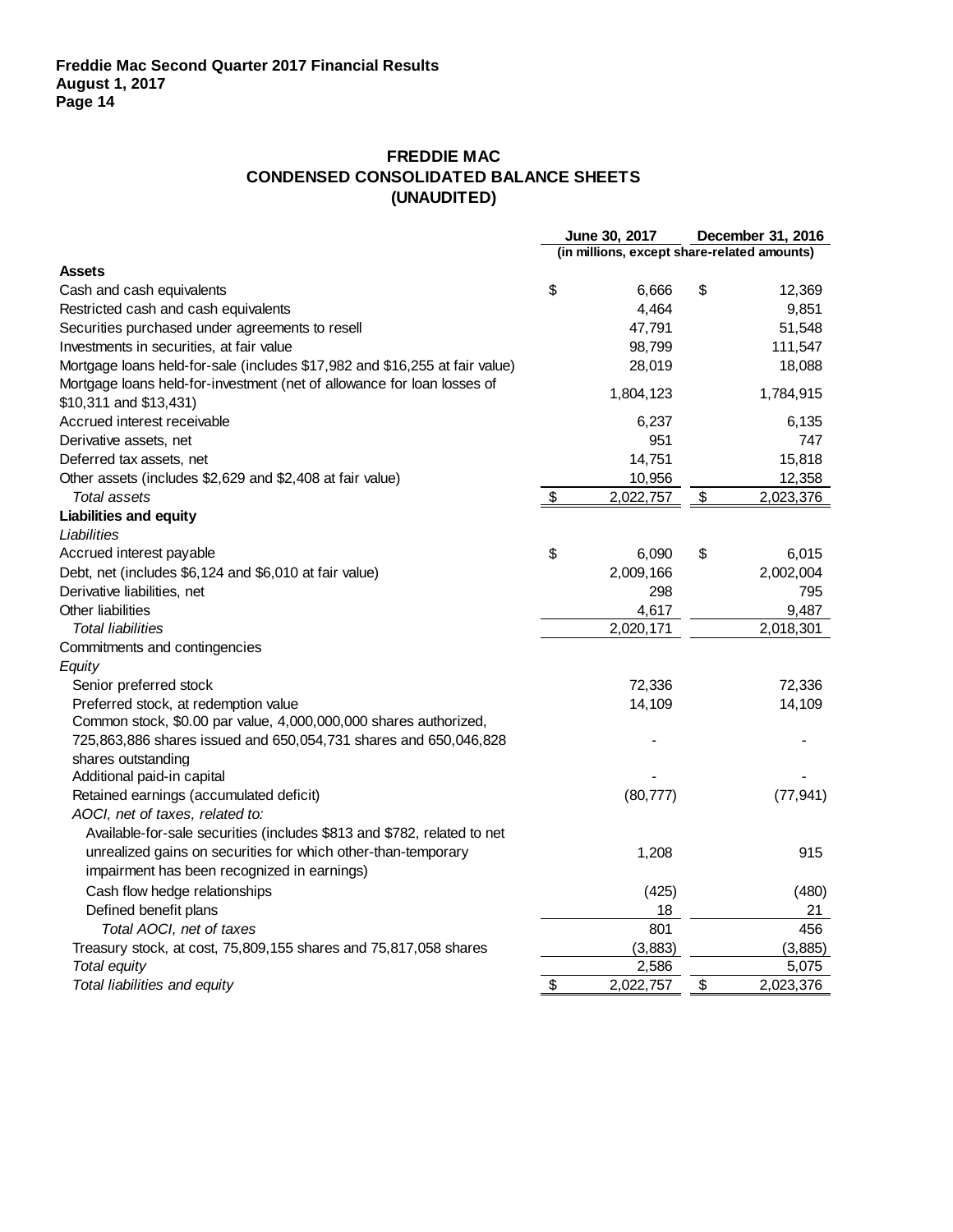# FREDDIE MAC
## CONDENSED CONSOLIDATED BALANCE SHEETS
## (UNAUDITED)

| | June 30, 2017 | December 31, 2016 |
|---|---|---|
| | (in millions, except share-related amounts) | |
| **Assets** | | |
| Cash and cash equivalents | $ 6,666 | $ 12,369 |
| Restricted cash and cash equivalents | 4,464 | 9,851 |
| Securities purchased under agreements to resell | 47,791 | 51,548 |
| Investments in securities, at fair value | 98,799 | 111,547 |
| Mortgage loans held-for-sale (includes $17,982 and $16,255 at fair value) | 28,019 | 18,088 |
| Mortgage loans held-for-investment (net of allowance for loan losses of $10,311 and $13,431) | 1,804,123 | 1,784,915 |
| Accrued interest receivable | 6,237 | 6,135 |
| Derivative assets, net | 951 | 747 |
| Deferred tax assets, net | 14,751 | 15,818 |
| Other assets (includes $2,629 and $2,408 at fair value) | 10,956 | 12,358 |
| *Total assets* | $ 2,022,757 | $ 2,023,376 |
| **Liabilities and equity** | | |
| *Liabilities* | | |
| Accrued interest payable | $ 6,090 | $ 6,015 |
| Debt, net (includes $6,124 and $6,010 at fair value) | 2,009,166 | 2,002,004 |
| Derivative liabilities, net | 298 | 795 |
| Other liabilities | 4,617 | 9,487 |
| *Total liabilities* | 2,020,171 | 2,018,301 |
| Commitments and contingencies | | |
| *Equity* | | |
| Senior preferred stock | 72,336 | 72,336 |
| Preferred stock, at redemption value | 14,109 | 14,109 |
| Common stock, $0.00 par value, 4,000,000,000 shares authorized, 725,863,886 shares issued and 650,054,731 shares and 650,046,828 shares outstanding | - | - |
| Additional paid-in capital | - | - |
| Retained earnings (accumulated deficit) | (80,777) | (77,941) |
| *AOCI, net of taxes, related to:* | | |
| Available-for-sale securities (includes $813 and $782, related to net unrealized gains on securities for which other-than-temporary impairment has been recognized in earnings) | 1,208 | 915 |
| Cash flow hedge relationships | (425) | (480) |
| Defined benefit plans | 18 | 21 |
| *Total AOCI, net of taxes* | 801 | 456 |
| Treasury stock, at cost, 75,809,155 shares and 75,817,058 shares | (3,883) | (3,885) |
| *Total equity* | 2,586 | 5,075 |
| *Total liabilities and equity* | $ 2,022,757 | $ 2,023,376 |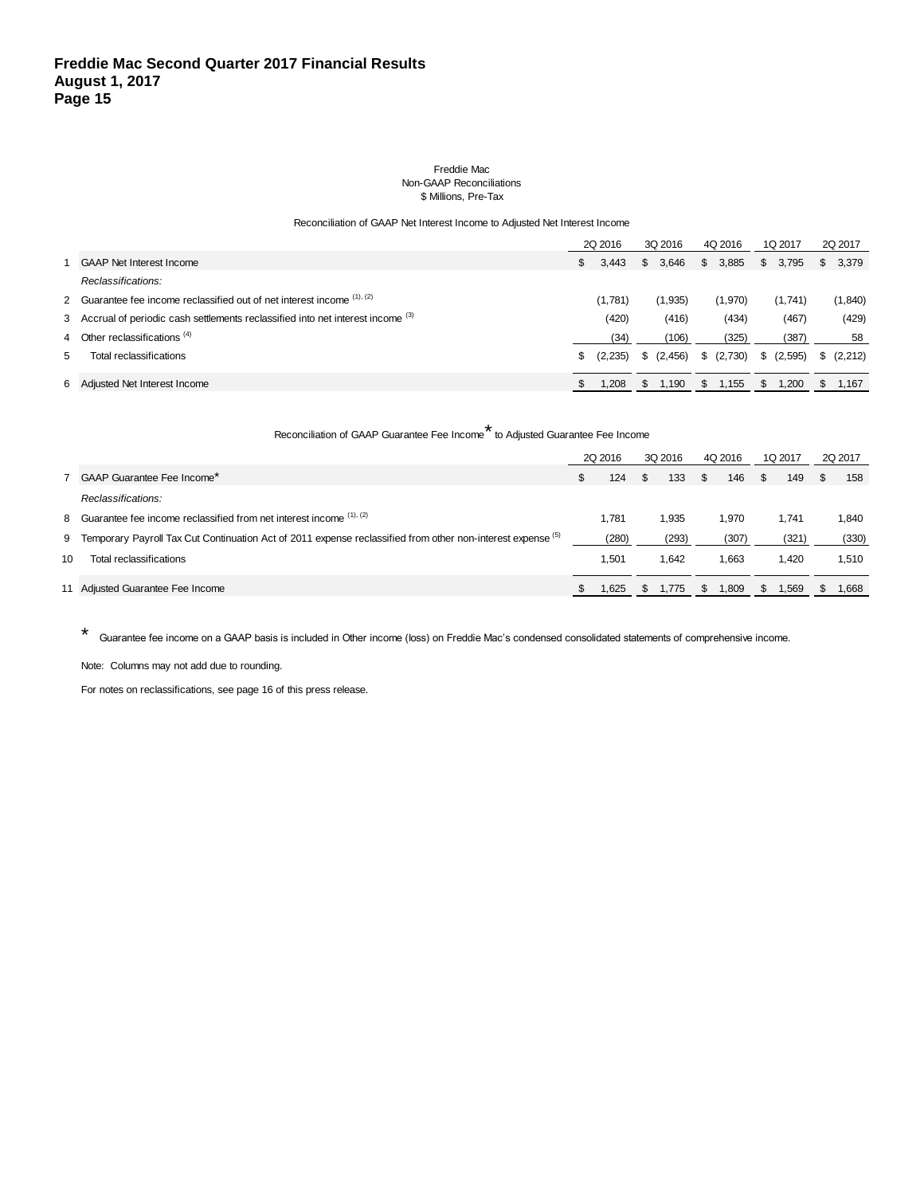Freddie Mac
Non-GAAP Reconciliations
$ Millions, Pre-Tax

Reconciliation of GAAP Net Interest Income to Adjusted Net Interest Income

| | | 2Q 2016 | 3Q 2016 | 4Q 2016 | 1Q 2017 | 2Q 2017 |
|---|---|---|---|---|---|---|
| 1 | GAAP Net Interest Income | $ 3,443 | $ 3,646 | $ 3,885 | $ 3,795 | $ 3,379 |
| | *Reclassifications:* | | | | | |
| 2 | Guarantee fee income reclassified out of net interest income [(1), (2)] | (1,781) | (1,935) | (1,970) | (1,741) | (1,840) |
| 3 | Accrual of periodic cash settlements reclassified into net interest income [(3)] | (420) | (416) | (434) | (467) | (429) |
| 4 | Other reclassifications [(4)] | (34) | (106) | (325) | (387) | 58 |
| 5 | Total reclassifications | $ (2,235) | $ (2,456) | $ (2,730) | $ (2,595) | $ (2,212) |
| 6 | Adjusted Net Interest Income | $ 1,208 | $ 1,190 | $ 1,155 | $ 1,200 | $ 1,167 |

Reconciliation of GAAP Guarantee Fee Income* to Adjusted Guarantee Fee Income

| | | 2Q 2016 | 3Q 2016 | 4Q 2016 | 1Q 2017 | 2Q 2017 |
|---|---|---|---|---|---|---|
| 7 | GAAP Guarantee Fee Income* | $ 124 | $ 133 | $ 146 | $ 149 | $ 158 |
| | *Reclassifications:* | | | | | |
| 8 | Guarantee fee income reclassified from net interest income [(1), (2)] | 1,781 | 1,935 | 1,970 | 1,741 | 1,840 |
| 9 | Temporary Payroll Tax Cut Continuation Act of 2011 expense reclassified from other non-interest expense [(5)] | (280) | (293) | (307) | (321) | (330) |
| 10 | Total reclassifications | 1,501 | 1,642 | 1,663 | 1,420 | 1,510 |
| 11 | Adjusted Guarantee Fee Income | $ 1,625 | $ 1,775 | $ 1,809 | $ 1,569 | $ 1,668 |

\* Guarantee fee income on a GAAP basis is included in Other income (loss) on Freddie Mac's condensed consolidated statements of comprehensive income.

Note: Columns may not add due to rounding.

For notes on reclassifications, see page 16 of this press release.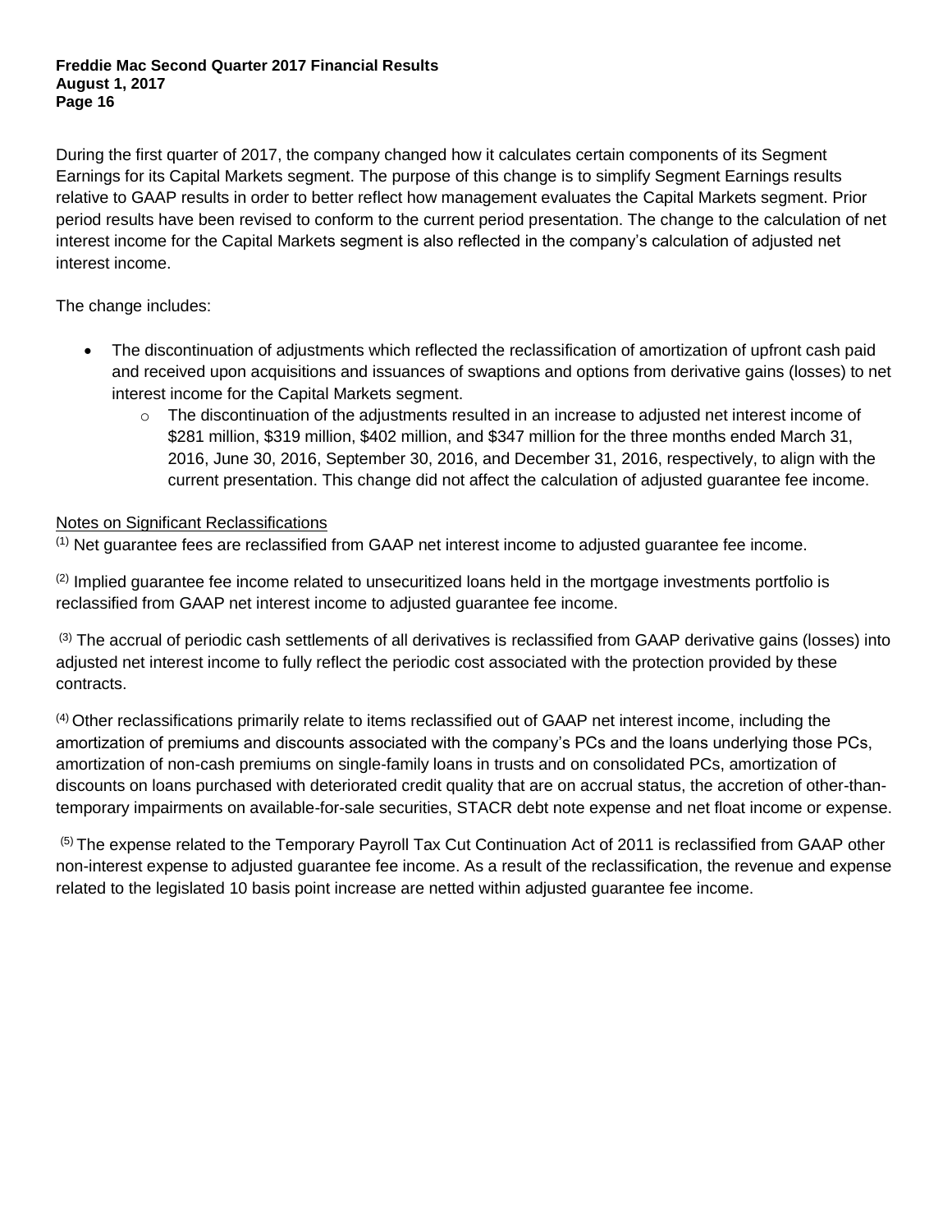During the first quarter of 2017, the company changed how it calculates certain components of its Segment Earnings for its Capital Markets segment. The purpose of this change is to simplify Segment Earnings results relative to GAAP results in order to better reflect how management evaluates the Capital Markets segment. Prior period results have been revised to conform to the current period presentation. The change to the calculation of net interest income for the Capital Markets segment is also reflected in the company's calculation of adjusted net interest income.

The change includes:

- The discontinuation of adjustments which reflected the reclassification of amortization of upfront cash paid and received upon acquisitions and issuances of swaptions and options from derivative gains (losses) to net interest income for the Capital Markets segment.
  - The discontinuation of the adjustments resulted in an increase to adjusted net interest income of $281 million, $319 million, $402 million, and $347 million for the three months ended March 31, 2016, June 30, 2016, September 30, 2016, and December 31, 2016, respectively, to align with the current presentation. This change did not affect the calculation of adjusted guarantee fee income.

Notes on Significant Reclassifications

(1) Net guarantee fees are reclassified from GAAP net interest income to adjusted guarantee fee income.

(2) Implied guarantee fee income related to unsecuritized loans held in the mortgage investments portfolio is reclassified from GAAP net interest income to adjusted guarantee fee income.

(3) The accrual of periodic cash settlements of all derivatives is reclassified from GAAP derivative gains (losses) into adjusted net interest income to fully reflect the periodic cost associated with the protection provided by these contracts.

(4) Other reclassifications primarily relate to items reclassified out of GAAP net interest income, including the amortization of premiums and discounts associated with the company's PCs and the loans underlying those PCs, amortization of non-cash premiums on single-family loans in trusts and on consolidated PCs, amortization of discounts on loans purchased with deteriorated credit quality that are on accrual status, the accretion of other-than-temporary impairments on available-for-sale securities, STACR debt note expense and net float income or expense.

(5) The expense related to the Temporary Payroll Tax Cut Continuation Act of 2011 is reclassified from GAAP other non-interest expense to adjusted guarantee fee income. As a result of the reclassification, the revenue and expense related to the legislated 10 basis point increase are netted within adjusted guarantee fee income.